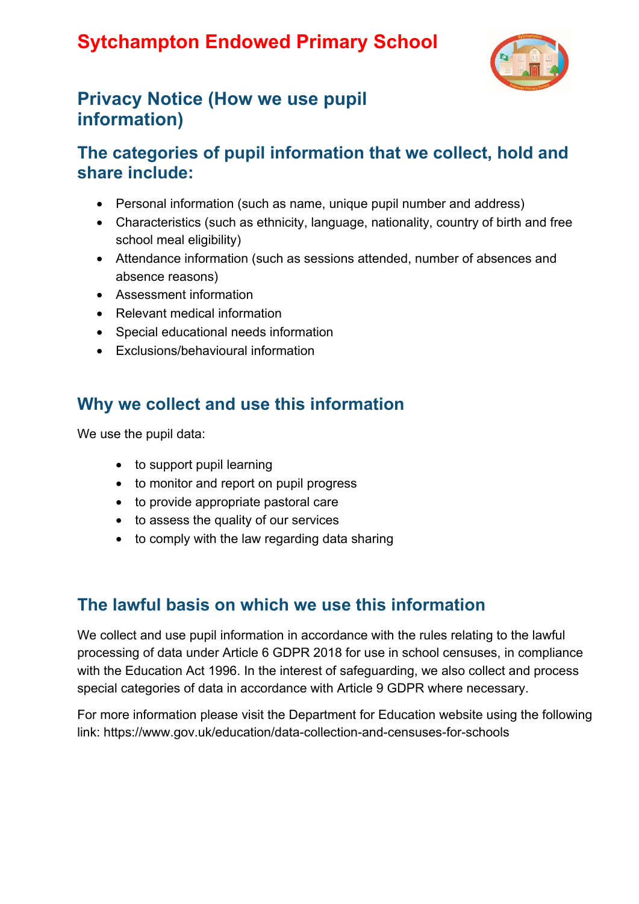# Sytchampton Endowed Primary School

## Privacy Notice (How we use pupil information)

## The categories of pupil information that we collect, hold and share include:

- Personal information (such as name, unique pupil number and address)
- Characteristics (such as ethnicity, language, nationality, country of birth and free school meal eligibility)
- Attendance information (such as sessions attended, number of absences and absence reasons)
- Assessment information
- Relevant medical information
- Special educational needs information
- Exclusions/behavioural information

## Why we collect and use this information

We use the pupil data:

- to support pupil learning
- to monitor and report on pupil progress
- to provide appropriate pastoral care
- to assess the quality of our services
- to comply with the law regarding data sharing

## The lawful basis on which we use this information

We collect and use pupil information in accordance with the rules relating to the lawful processing of data under Article 6 GDPR 2018 for use in school censuses, in compliance with the Education Act 1996. In the interest of safeguarding, we also collect and process special categories of data in accordance with Article 9 GDPR where necessary.

For more information please visit the Department for Education website using the following link: https://www.gov.uk/education/data-collection-and-censuses-for-schools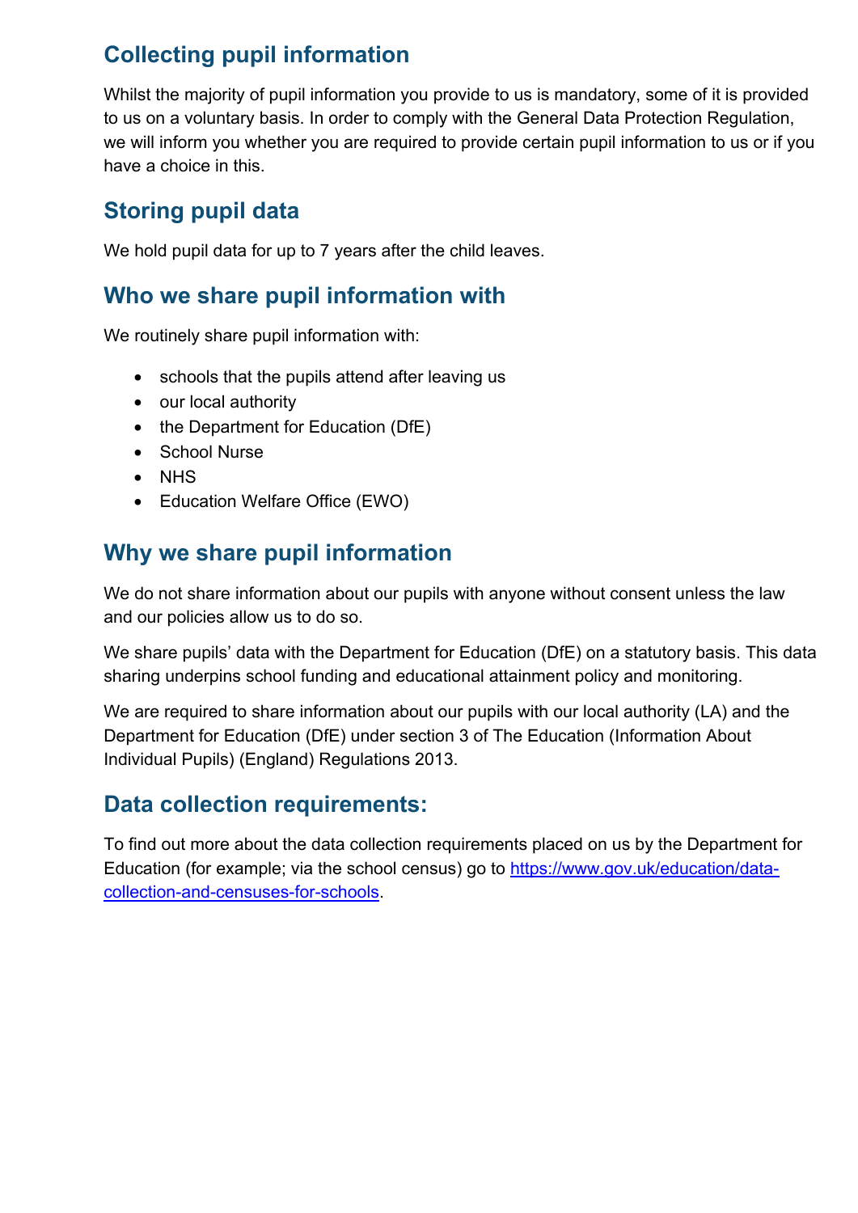## Collecting pupil information

Whilst the majority of pupil information you provide to us is mandatory, some of it is provided to us on a voluntary basis. In order to comply with the General Data Protection Regulation, we will inform you whether you are required to provide certain pupil information to us or if you have a choice in this.

## Storing pupil data

We hold pupil data for up to 7 years after the child leaves.

## Who we share pupil information with

We routinely share pupil information with:

- schools that the pupils attend after leaving us
- our local authority
- the Department for Education (DfE)
- School Nurse
- NHS
- Education Welfare Office (EWO)

## Why we share pupil information

We do not share information about our pupils with anyone without consent unless the law and our policies allow us to do so.

We share pupils' data with the Department for Education (DfE) on a statutory basis. This data sharing underpins school funding and educational attainment policy and monitoring.

We are required to share information about our pupils with our local authority (LA) and the Department for Education (DfE) under section 3 of The Education (Information About Individual Pupils) (England) Regulations 2013.

## Data collection requirements:

To find out more about the data collection requirements placed on us by the Department for Education (for example; via the school census) go to [https://www.gov.uk/education/data-collection-and-censuses-for-schools](https://www.gov.uk/education/data-collection-and-censuses-for-schools).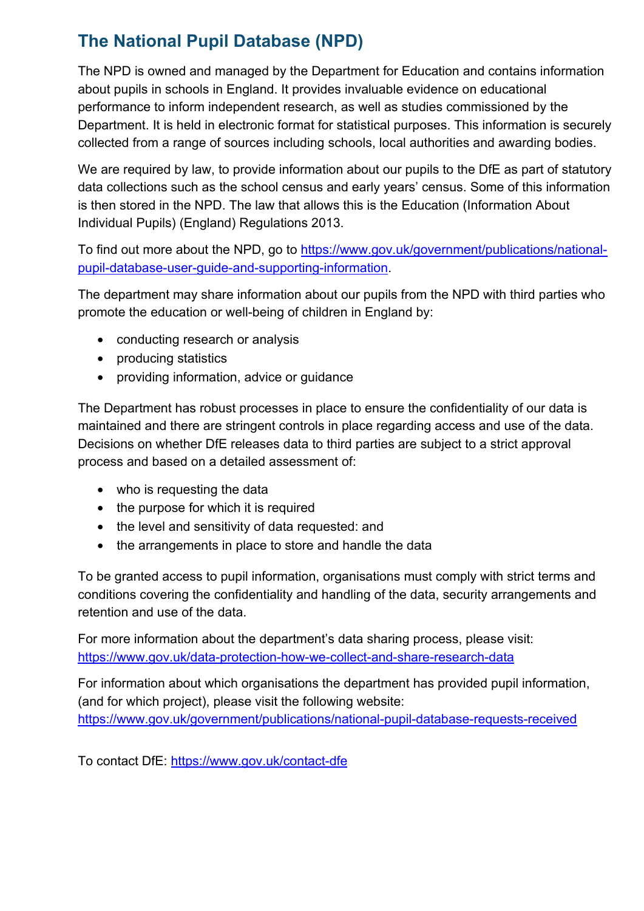## The National Pupil Database (NPD)

The NPD is owned and managed by the Department for Education and contains information about pupils in schools in England. It provides invaluable evidence on educational performance to inform independent research, as well as studies commissioned by the Department. It is held in electronic format for statistical purposes. This information is securely collected from a range of sources including schools, local authorities and awarding bodies.

We are required by law, to provide information about our pupils to the DfE as part of statutory data collections such as the school census and early years' census. Some of this information is then stored in the NPD. The law that allows this is the Education (Information About Individual Pupils) (England) Regulations 2013.

To find out more about the NPD, go to [https://www.gov.uk/government/publications/national-pupil-database-user-guide-and-supporting-information](https://www.gov.uk/government/publications/national-pupil-database-user-guide-and-supporting-information).

The department may share information about our pupils from the NPD with third parties who promote the education or well-being of children in England by:

- conducting research or analysis
- producing statistics
- providing information, advice or guidance

The Department has robust processes in place to ensure the confidentiality of our data is maintained and there are stringent controls in place regarding access and use of the data. Decisions on whether DfE releases data to third parties are subject to a strict approval process and based on a detailed assessment of:

- who is requesting the data
- the purpose for which it is required
- the level and sensitivity of data requested: and
- the arrangements in place to store and handle the data

To be granted access to pupil information, organisations must comply with strict terms and conditions covering the confidentiality and handling of the data, security arrangements and retention and use of the data.

For more information about the department's data sharing process, please visit: [https://www.gov.uk/data-protection-how-we-collect-and-share-research-data](https://www.gov.uk/data-protection-how-we-collect-and-share-research-data)

For information about which organisations the department has provided pupil information, (and for which project), please visit the following website: [https://www.gov.uk/government/publications/national-pupil-database-requests-received](https://www.gov.uk/government/publications/national-pupil-database-requests-received)

To contact DfE: [https://www.gov.uk/contact-dfe](https://www.gov.uk/contact-dfe)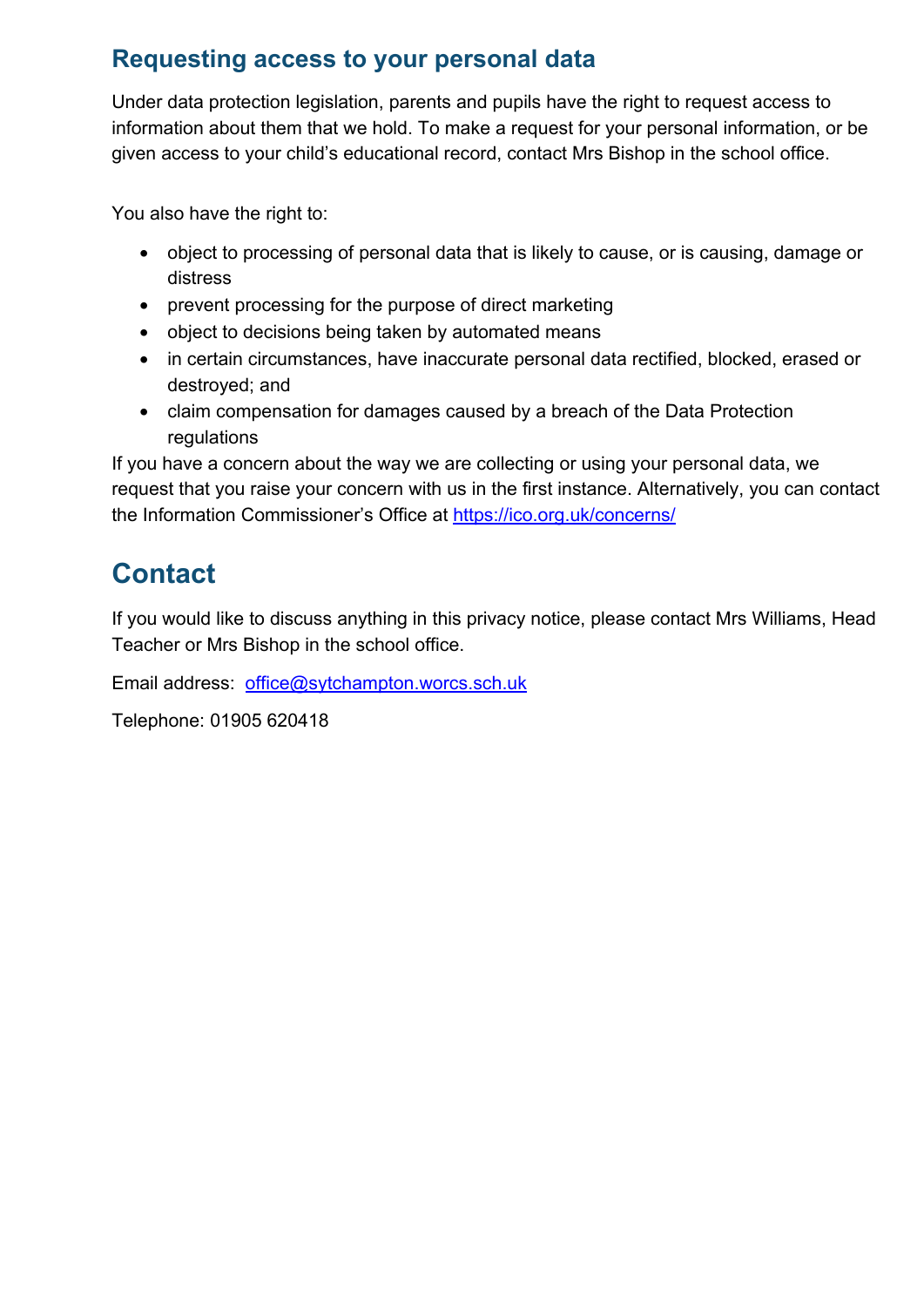## Requesting access to your personal data

Under data protection legislation, parents and pupils have the right to request access to information about them that we hold. To make a request for your personal information, or be given access to your child's educational record, contact Mrs Bishop in the school office.

You also have the right to:

- object to processing of personal data that is likely to cause, or is causing, damage or distress
- prevent processing for the purpose of direct marketing
- object to decisions being taken by automated means
- in certain circumstances, have inaccurate personal data rectified, blocked, erased or destroyed; and
- claim compensation for damages caused by a breach of the Data Protection regulations

If you have a concern about the way we are collecting or using your personal data, we request that you raise your concern with us in the first instance. Alternatively, you can contact the Information Commissioner's Office at https://ico.org.uk/concerns/

# Contact

If you would like to discuss anything in this privacy notice, please contact Mrs Williams, Head Teacher or Mrs Bishop in the school office.

Email address: office@sytchampton.worcs.sch.uk

Telephone: 01905 620418